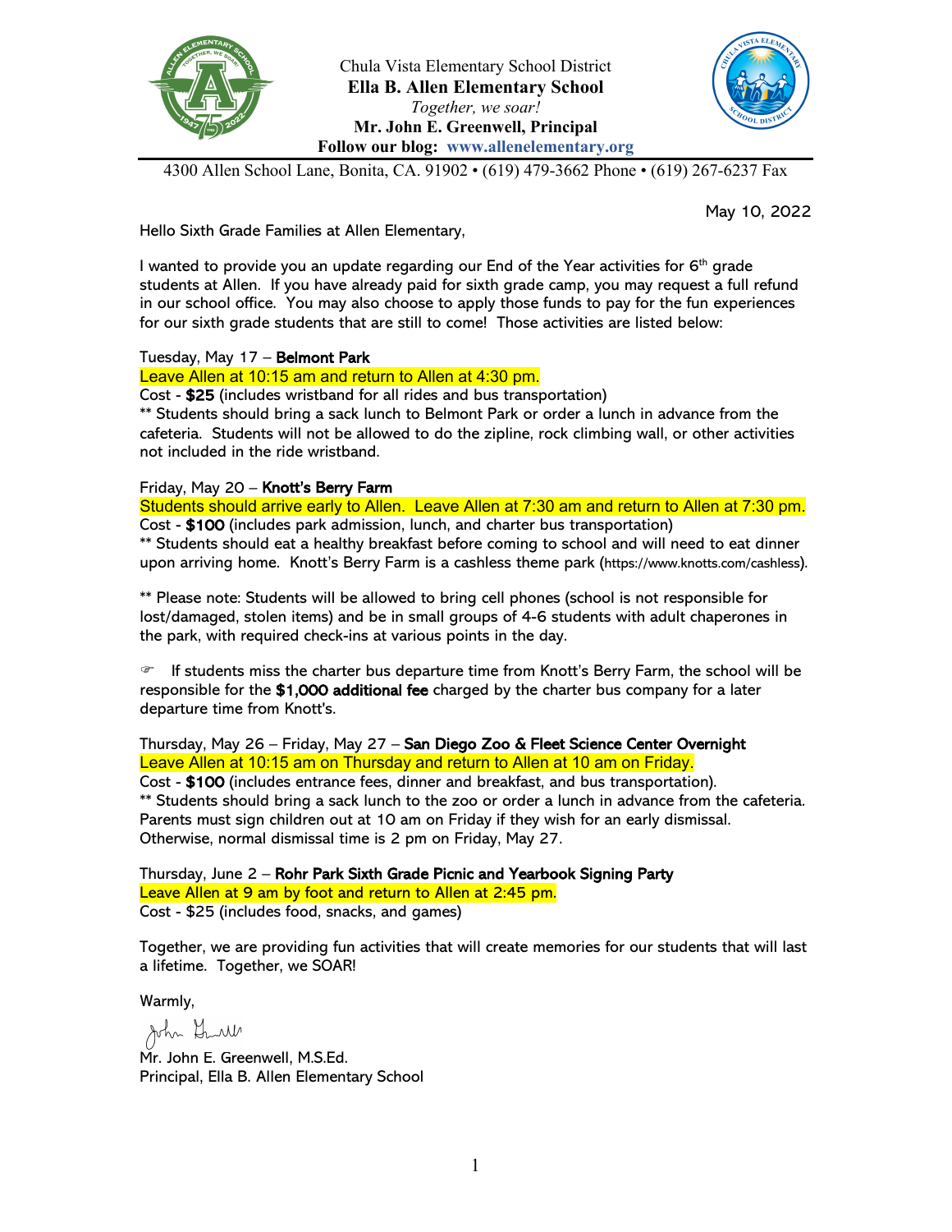Chula Vista Elementary School District
**Ella B. Allen Elementary School**
*Together, we soar!*
**Mr. John E. Greenwell, Principal**
**Follow our blog: www.allenelementary.org**

4300 Allen School Lane, Bonita, CA. 91902 • (619) 479-3662 Phone • (619) 267-6237 Fax

May 10, 2022

Hello Sixth Grade Families at Allen Elementary,

I wanted to provide you an update regarding our End of the Year activities for 6th grade students at Allen. If you have already paid for sixth grade camp, you may request a full refund in our school office. You may also choose to apply those funds to pay for the fun experiences for our sixth grade students that are still to come! Those activities are listed below:

Tuesday, May 17 – **Belmont Park**
Leave Allen at 10:15 am and return to Allen at 4:30 pm.
Cost - **$25** (includes wristband for all rides and bus transportation)
** Students should bring a sack lunch to Belmont Park or order a lunch in advance from the cafeteria. Students will not be allowed to do the zipline, rock climbing wall, or other activities not included in the ride wristband.

Friday, May 20 – **Knott's Berry Farm**
Students should arrive early to Allen. Leave Allen at 7:30 am and return to Allen at 7:30 pm.
Cost - **$100** (includes park admission, lunch, and charter bus transportation)
** Students should eat a healthy breakfast before coming to school and will need to eat dinner upon arriving home. Knott's Berry Farm is a cashless theme park (https://www.knotts.com/cashless).

** Please note: Students will be allowed to bring cell phones (school is not responsible for lost/damaged, stolen items) and be in small groups of 4-6 students with adult chaperones in the park, with required check-ins at various points in the day.

☞ If students miss the charter bus departure time from Knott's Berry Farm, the school will be responsible for the **$1,000 additional fee** charged by the charter bus company for a later departure time from Knott's.

Thursday, May 26 – Friday, May 27 – **San Diego Zoo & Fleet Science Center Overnight**
Leave Allen at 10:15 am on Thursday and return to Allen at 10 am on Friday.
Cost - **$100** (includes entrance fees, dinner and breakfast, and bus transportation).
** Students should bring a sack lunch to the zoo or order a lunch in advance from the cafeteria. Parents must sign children out at 10 am on Friday if they wish for an early dismissal. Otherwise, normal dismissal time is 2 pm on Friday, May 27.

Thursday, June 2 – **Rohr Park Sixth Grade Picnic and Yearbook Signing Party**
Leave Allen at 9 am by foot and return to Allen at 2:45 pm.
Cost - $25 (includes food, snacks, and games)

Together, we are providing fun activities that will create memories for our students that will last a lifetime. Together, we SOAR!

Warmly,

Mr. John E. Greenwell, M.S.Ed.
Principal, Ella B. Allen Elementary School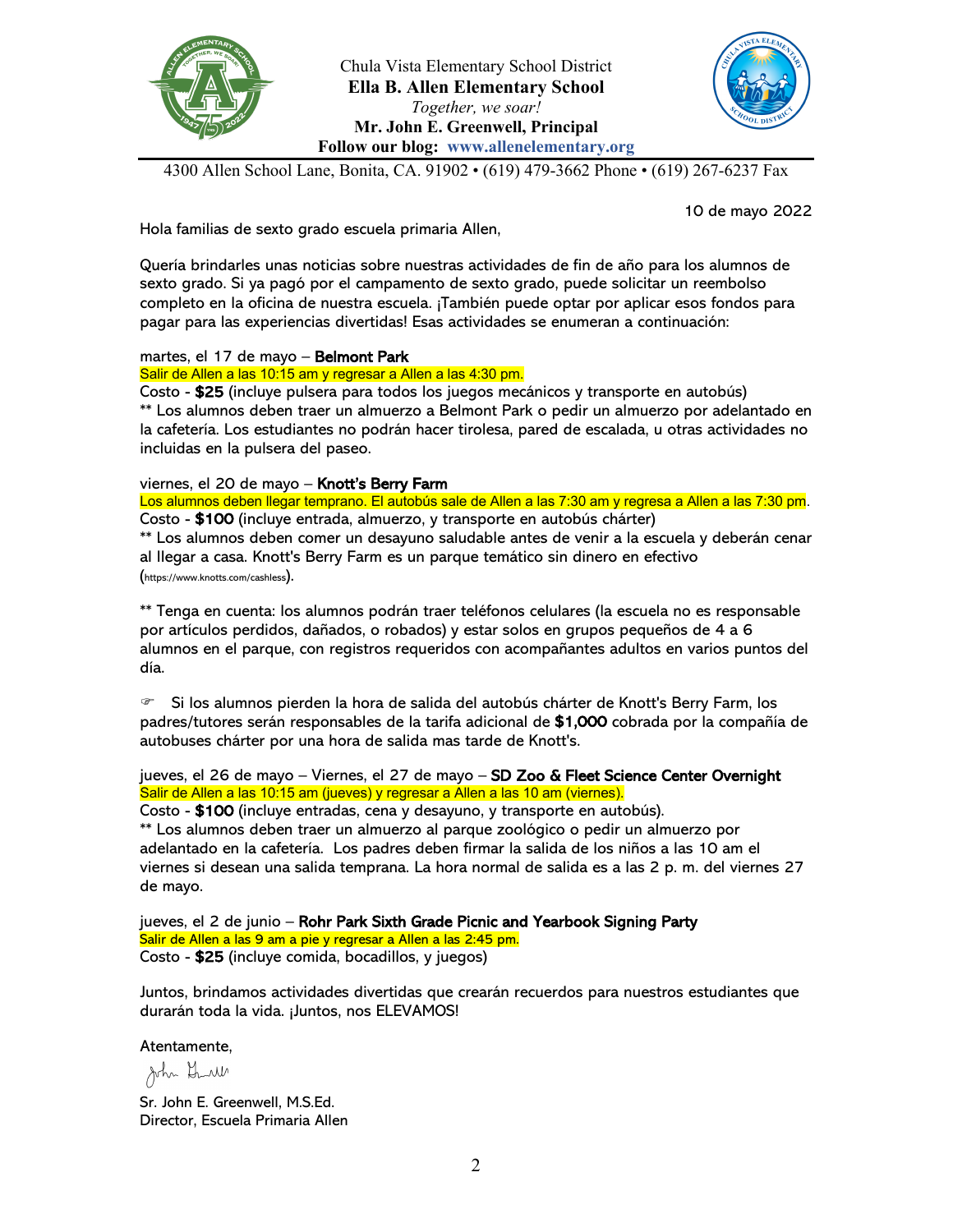Chula Vista Elementary School District
**Ella B. Allen Elementary School**
*Together, we soar!*
**Mr. John E. Greenwell, Principal**
**Follow our blog: www.allenelementary.org**

4300 Allen School Lane, Bonita, CA. 91902 • (619) 479-3662 Phone • (619) 267-6237 Fax

10 de mayo 2022

Hola familias de sexto grado escuela primaria Allen,

Quería brindarles unas noticias sobre nuestras actividades de fin de año para los alumnos de sexto grado. Si ya pagó por el campamento de sexto grado, puede solicitar un reembolso completo en la oficina de nuestra escuela. ¡También puede optar por aplicar esos fondos para pagar para las experiencias divertidas! Esas actividades se enumeran a continuación:

martes, el 17 de mayo – **Belmont Park**
Salir de Allen a las 10:15 am y regresar a Allen a las 4:30 pm.
Costo - **$25** (incluye pulsera para todos los juegos mecánicos y transporte en autobús)
** Los alumnos deben traer un almuerzo a Belmont Park o pedir un almuerzo por adelantado en la cafetería. Los estudiantes no podrán hacer tirolesa, pared de escalada, u otras actividades no incluidas en la pulsera del paseo.

viernes, el 20 de mayo – **Knott's Berry Farm**
Los alumnos deben llegar temprano. El autobús sale de Allen a las 7:30 am y regresa a Allen a las 7:30 pm.
Costo - **$100** (incluye entrada, almuerzo, y transporte en autobús chárter)
** Los alumnos deben comer un desayuno saludable antes de venir a la escuela y deberán cenar al llegar a casa. Knott's Berry Farm es un parque temático sin dinero en efectivo (https://www.knotts.com/cashless).

** Tenga en cuenta: los alumnos podrán traer teléfonos celulares (la escuela no es responsable por artículos perdidos, dañados, o robados) y estar solos en grupos pequeños de 4 a 6 alumnos en el parque, con registros requeridos con acompañantes adultos en varios puntos del día.

☞ Si los alumnos pierden la hora de salida del autobús chárter de Knott's Berry Farm, los padres/tutores serán responsables de la tarifa adicional de **$1,000** cobrada por la compañía de autobuses chárter por una hora de salida mas tarde de Knott's.

jueves, el 26 de mayo – Viernes, el 27 de mayo – **SD Zoo & Fleet Science Center Overnight**
Salir de Allen a las 10:15 am (jueves) y regresar a Allen a las 10 am (viernes).
Costo - **$100** (incluye entradas, cena y desayuno, y transporte en autobús).
** Los alumnos deben traer un almuerzo al parque zoológico o pedir un almuerzo por adelantado en la cafetería. Los padres deben firmar la salida de los niños a las 10 am el viernes si desean una salida temprana. La hora normal de salida es a las 2 p. m. del viernes 27 de mayo.

jueves, el 2 de junio – **Rohr Park Sixth Grade Picnic and Yearbook Signing Party**
Salir de Allen a las 9 am a pie y regresar a Allen a las 2:45 pm.
Costo - **$25** (incluye comida, bocadillos, y juegos)

Juntos, brindamos actividades divertidas que crearán recuerdos para nuestros estudiantes que durarán toda la vida. ¡Juntos, nos ELEVAMOS!

Atentamente,

John Greenwell

Sr. John E. Greenwell, M.S.Ed.
Director, Escuela Primaria Allen